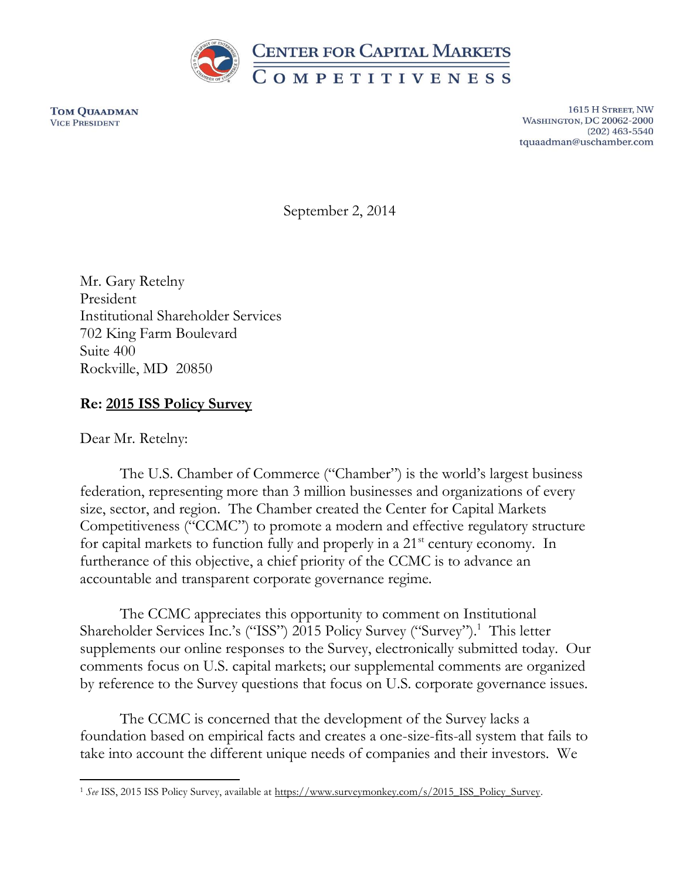# CENTER FOR CAPITAL MARKETS COMPETITIVENESS

**TOM QUAADMAN**
VICE PRESIDENT

1615 H STREET, NW
WASHINGTON, DC 20062-2000
(202) 463-5540
tquaadman@uschamber.com

September 2, 2014

Mr. Gary Retelny
President
Institutional Shareholder Services
702 King Farm Boulevard
Suite 400
Rockville, MD 20850

**Re: 2015 ISS Policy Survey**

Dear Mr. Retelny:

The U.S. Chamber of Commerce ("Chamber") is the world's largest business federation, representing more than 3 million businesses and organizations of every size, sector, and region. The Chamber created the Center for Capital Markets Competitiveness ("CCMC") to promote a modern and effective regulatory structure for capital markets to function fully and properly in a 21st century economy. In furtherance of this objective, a chief priority of the CCMC is to advance an accountable and transparent corporate governance regime.

The CCMC appreciates this opportunity to comment on Institutional Shareholder Services Inc.'s ("ISS") 2015 Policy Survey ("Survey").[1] This letter supplements our online responses to the Survey, electronically submitted today. Our comments focus on U.S. capital markets; our supplemental comments are organized by reference to the Survey questions that focus on U.S. corporate governance issues.

The CCMC is concerned that the development of the Survey lacks a foundation based on empirical facts and creates a one-size-fits-all system that fails to take into account the different unique needs of companies and their investors. We

---

[1] *See* ISS, 2015 ISS Policy Survey, available at https://www.surveymonkey.com/s/2015_ISS_Policy_Survey.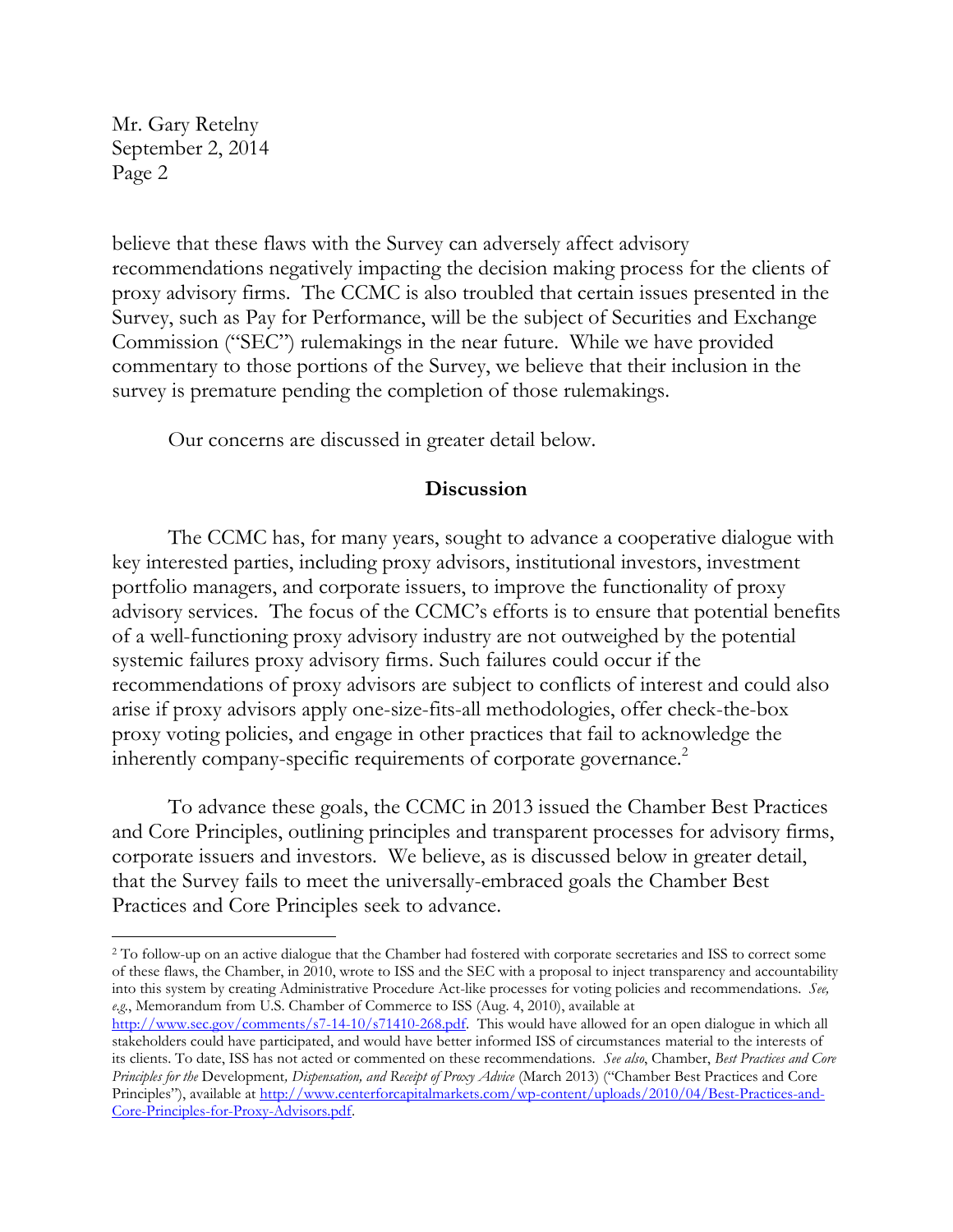believe that these flaws with the Survey can adversely affect advisory recommendations negatively impacting the decision making process for the clients of proxy advisory firms. The CCMC is also troubled that certain issues presented in the Survey, such as Pay for Performance, will be the subject of Securities and Exchange Commission ("SEC") rulemakings in the near future. While we have provided commentary to those portions of the Survey, we believe that their inclusion in the survey is premature pending the completion of those rulemakings.

Our concerns are discussed in greater detail below.

## Discussion

The CCMC has, for many years, sought to advance a cooperative dialogue with key interested parties, including proxy advisors, institutional investors, investment portfolio managers, and corporate issuers, to improve the functionality of proxy advisory services. The focus of the CCMC's efforts is to ensure that potential benefits of a well-functioning proxy advisory industry are not outweighed by the potential systemic failures proxy advisory firms. Such failures could occur if the recommendations of proxy advisors are subject to conflicts of interest and could also arise if proxy advisors apply one-size-fits-all methodologies, offer check-the-box proxy voting policies, and engage in other practices that fail to acknowledge the inherently company-specific requirements of corporate governance.[2]

To advance these goals, the CCMC in 2013 issued the Chamber Best Practices and Core Principles, outlining principles and transparent processes for advisory firms, corporate issuers and investors. We believe, as is discussed below in greater detail, that the Survey fails to meet the universally-embraced goals the Chamber Best Practices and Core Principles seek to advance.

---

[2] To follow-up on an active dialogue that the Chamber had fostered with corporate secretaries and ISS to correct some of these flaws, the Chamber, in 2010, wrote to ISS and the SEC with a proposal to inject transparency and accountability into this system by creating Administrative Procedure Act-like processes for voting policies and recommendations. *See, e.g.*, Memorandum from U.S. Chamber of Commerce to ISS (Aug. 4, 2010), available at http://www.sec.gov/comments/s7-14-10/s71410-268.pdf. This would have allowed for an open dialogue in which all stakeholders could have participated, and would have better informed ISS of circumstances material to the interests of its clients. To date, ISS has not acted or commented on these recommendations. *See also*, Chamber, *Best Practices and Core Principles for the* Development*, Dispensation, and Receipt of Proxy Advice* (March 2013) ("Chamber Best Practices and Core Principles"), available at http://www.centerforcapitalmarkets.com/wp-content/uploads/2010/04/Best-Practices-and-Core-Principles-for-Proxy-Advisors.pdf.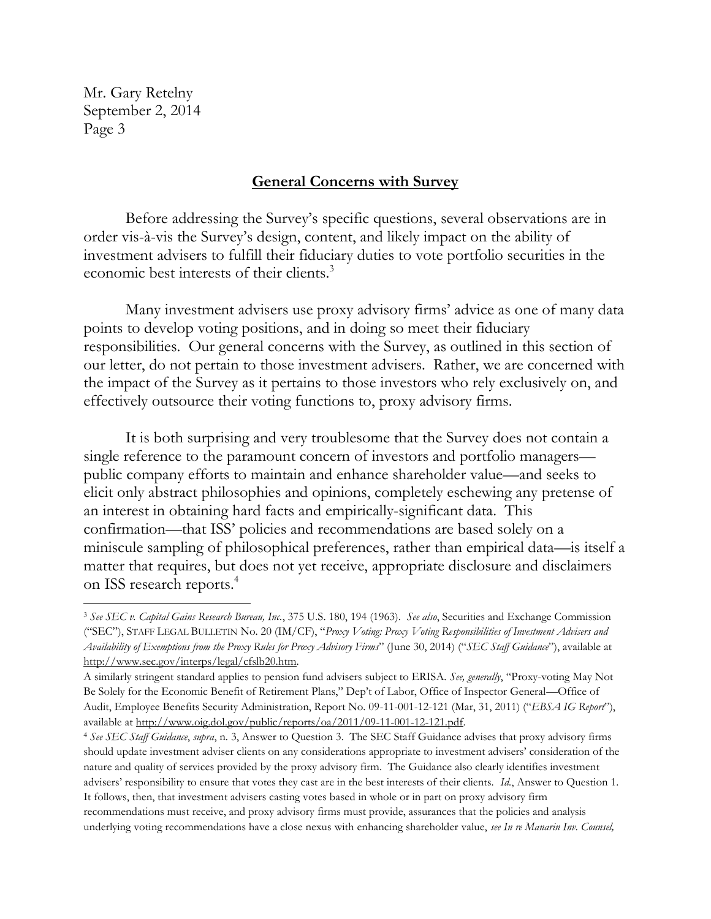Mr. Gary Retelny
September 2, 2014

## **General Concerns with Survey**

Before addressing the Survey's specific questions, several observations are in order vis-à-vis the Survey's design, content, and likely impact on the ability of investment advisers to fulfill their fiduciary duties to vote portfolio securities in the economic best interests of their clients.[3]

Many investment advisers use proxy advisory firms' advice as one of many data points to develop voting positions, and in doing so meet their fiduciary responsibilities. Our general concerns with the Survey, as outlined in this section of our letter, do not pertain to those investment advisers. Rather, we are concerned with the impact of the Survey as it pertains to those investors who rely exclusively on, and effectively outsource their voting functions to, proxy advisory firms.

It is both surprising and very troublesome that the Survey does not contain a single reference to the paramount concern of investors and portfolio managers—public company efforts to maintain and enhance shareholder value—and seeks to elicit only abstract philosophies and opinions, completely eschewing any pretense of an interest in obtaining hard facts and empirically-significant data. This confirmation—that ISS' policies and recommendations are based solely on a miniscule sampling of philosophical preferences, rather than empirical data—is itself a matter that requires, but does not yet receive, appropriate disclosure and disclaimers on ISS research reports.[4]

---

[3] *See SEC v. Capital Gains Research Bureau, Inc.*, 375 U.S. 180, 194 (1963). *See also*, Securities and Exchange Commission ("SEC"), STAFF LEGAL BULLETIN No. 20 (IM/CF), "*Proxy Voting: Proxy Voting Responsibilities of Investment Advisers and Availability of Exemptions from the Proxy Rules for Proxy Advisory Firms*" (June 30, 2014) ("*SEC Staff Guidance*"), available at http://www.sec.gov/interps/legal/cfslb20.htm.

A similarly stringent standard applies to pension fund advisers subject to ERISA. *See, generally*, "Proxy-voting May Not Be Solely for the Economic Benefit of Retirement Plans," Dep't of Labor, Office of Inspector General—Office of Audit, Employee Benefits Security Administration, Report No. 09-11-001-12-121 (Mar, 31, 2011) ("*EBSA IG Report*"), available at http://www.oig.dol.gov/public/reports/oa/2011/09-11-001-12-121.pdf.

[4] *See SEC Staff Guidance*, *supra*, n. 3, Answer to Question 3. The SEC Staff Guidance advises that proxy advisory firms should update investment adviser clients on any considerations appropriate to investment advisers' consideration of the nature and quality of services provided by the proxy advisory firm. The Guidance also clearly identifies investment advisers' responsibility to ensure that votes they cast are in the best interests of their clients. *Id.*, Answer to Question 1. It follows, then, that investment advisers casting votes based in whole or in part on proxy advisory firm recommendations must receive, and proxy advisory firms must provide, assurances that the policies and analysis underlying voting recommendations have a close nexus with enhancing shareholder value, *see In re Manarin Inv. Counsel,*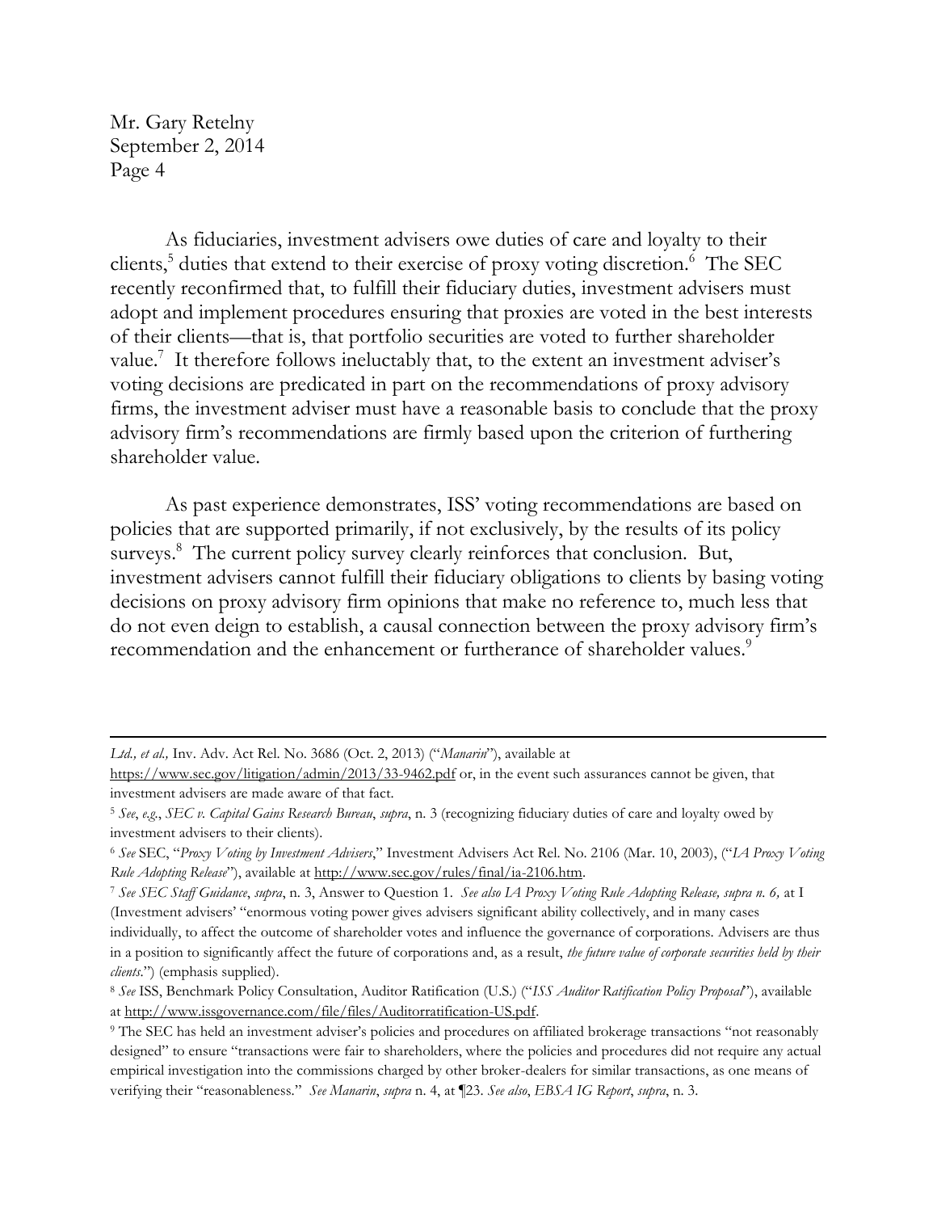Mr. Gary Retelny
September 2, 2014

As fiduciaries, investment advisers owe duties of care and loyalty to their clients,[5] duties that extend to their exercise of proxy voting discretion.[6] The SEC recently reconfirmed that, to fulfill their fiduciary duties, investment advisers must adopt and implement procedures ensuring that proxies are voted in the best interests of their clients—that is, that portfolio securities are voted to further shareholder value.[7] It therefore follows ineluctably that, to the extent an investment adviser's voting decisions are predicated in part on the recommendations of proxy advisory firms, the investment adviser must have a reasonable basis to conclude that the proxy advisory firm's recommendations are firmly based upon the criterion of furthering shareholder value.

As past experience demonstrates, ISS' voting recommendations are based on policies that are supported primarily, if not exclusively, by the results of its policy surveys.[8] The current policy survey clearly reinforces that conclusion. But, investment advisers cannot fulfill their fiduciary obligations to clients by basing voting decisions on proxy advisory firm opinions that make no reference to, much less that do not even deign to establish, a causal connection between the proxy advisory firm's recommendation and the enhancement or furtherance of shareholder values.[9]

---

*Ltd., et al.,* Inv. Adv. Act Rel. No. 3686 (Oct. 2, 2013) ("*Manarin*"), available at https://www.sec.gov/litigation/admin/2013/33-9462.pdf or, in the event such assurances cannot be given, that investment advisers are made aware of that fact.

[5] *See*, *e.g.*, *SEC v. Capital Gains Research Bureau*, *supra*, n. 3 (recognizing fiduciary duties of care and loyalty owed by investment advisers to their clients).

[6] *See* SEC, "*Proxy Voting by Investment Advisers*," Investment Advisers Act Rel. No. 2106 (Mar. 10, 2003), ("*IA Proxy Voting Rule Adopting Release*"), available at http://www.sec.gov/rules/final/ia-2106.htm.

[7] *See SEC Staff Guidance*, *supra*, n. 3, Answer to Question 1. *See also IA Proxy Voting Rule Adopting Release, supra n. 6,* at I (Investment advisers' "enormous voting power gives advisers significant ability collectively, and in many cases individually, to affect the outcome of shareholder votes and influence the governance of corporations. Advisers are thus in a position to significantly affect the future of corporations and, as a result, *the future value of corporate securities held by their clients*.") (emphasis supplied).

[8] *See* ISS, Benchmark Policy Consultation, Auditor Ratification (U.S.) ("*ISS Auditor Ratification Policy Proposal*"), available at http://www.issgovernance.com/file/files/Auditorratification-US.pdf.

[9] The SEC has held an investment adviser's policies and procedures on affiliated brokerage transactions "not reasonably designed" to ensure "transactions were fair to shareholders, where the policies and procedures did not require any actual empirical investigation into the commissions charged by other broker-dealers for similar transactions, as one means of verifying their "reasonableness." *See Manarin*, *supra* n. 4, at ¶23. *See also*, *EBSA IG Report*, *supra*, n. 3.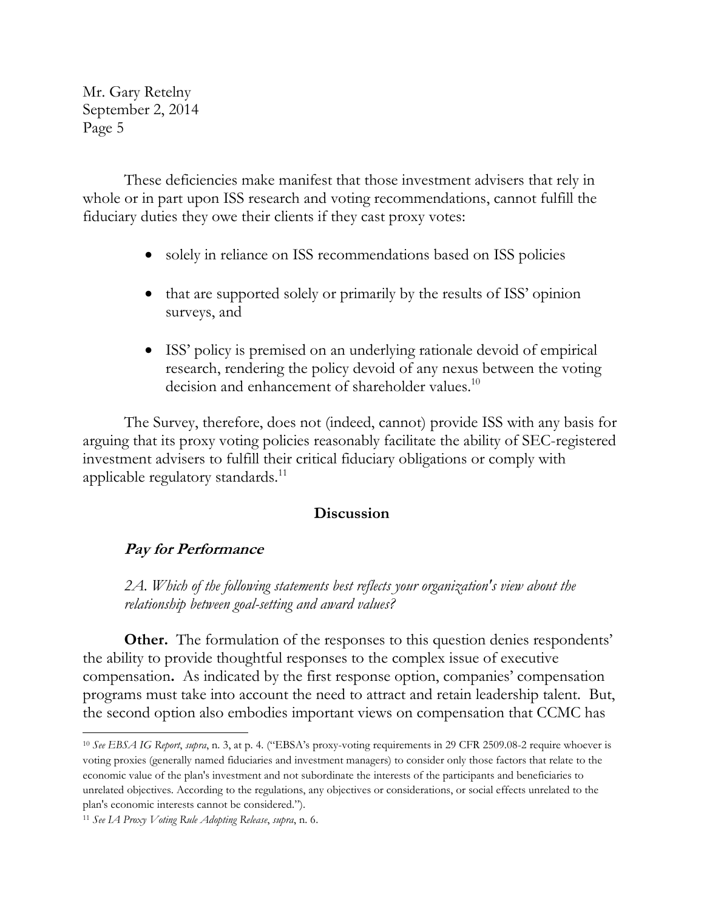These deficiencies make manifest that those investment advisers that rely in whole or in part upon ISS research and voting recommendations, cannot fulfill the fiduciary duties they owe their clients if they cast proxy votes:

- solely in reliance on ISS recommendations based on ISS policies
- that are supported solely or primarily by the results of ISS' opinion surveys, and
- ISS' policy is premised on an underlying rationale devoid of empirical research, rendering the policy devoid of any nexus between the voting decision and enhancement of shareholder values.[10]

The Survey, therefore, does not (indeed, cannot) provide ISS with any basis for arguing that its proxy voting policies reasonably facilitate the ability of SEC-registered investment advisers to fulfill their critical fiduciary obligations or comply with applicable regulatory standards.[11]

## Discussion

### *Pay for Performance*

*2A. Which of the following statements best reflects your organization's view about the relationship between goal-setting and award values?*

**Other.** The formulation of the responses to this question denies respondents' the ability to provide thoughtful responses to the complex issue of executive compensation. As indicated by the first response option, companies' compensation programs must take into account the need to attract and retain leadership talent. But, the second option also embodies important views on compensation that CCMC has

---

[10] *See EBSA IG Report*, *supra*, n. 3, at p. 4. ("EBSA's proxy-voting requirements in 29 CFR 2509.08-2 require whoever is voting proxies (generally named fiduciaries and investment managers) to consider only those factors that relate to the economic value of the plan's investment and not subordinate the interests of the participants and beneficiaries to unrelated objectives. According to the regulations, any objectives or considerations, or social effects unrelated to the plan's economic interests cannot be considered.").

[11] *See IA Proxy Voting Rule Adopting Release*, *supra*, n. 6.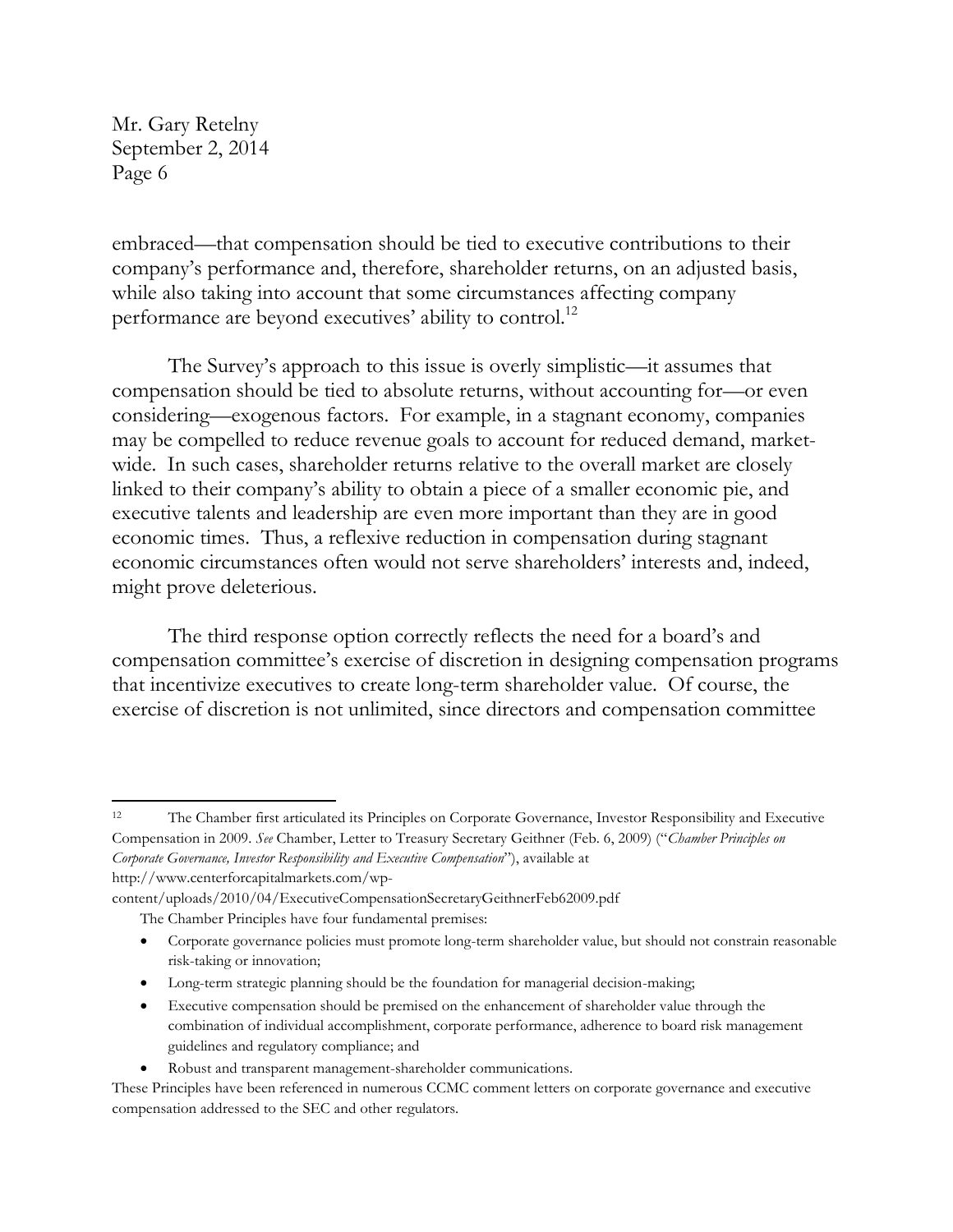embraced—that compensation should be tied to executive contributions to their company's performance and, therefore, shareholder returns, on an adjusted basis, while also taking into account that some circumstances affecting company performance are beyond executives' ability to control.[12]

The Survey's approach to this issue is overly simplistic—it assumes that compensation should be tied to absolute returns, without accounting for—or even considering—exogenous factors. For example, in a stagnant economy, companies may be compelled to reduce revenue goals to account for reduced demand, market-wide. In such cases, shareholder returns relative to the overall market are closely linked to their company's ability to obtain a piece of a smaller economic pie, and executive talents and leadership are even more important than they are in good economic times. Thus, a reflexive reduction in compensation during stagnant economic circumstances often would not serve shareholders' interests and, indeed, might prove deleterious.

The third response option correctly reflects the need for a board's and compensation committee's exercise of discretion in designing compensation programs that incentivize executives to create long-term shareholder value. Of course, the exercise of discretion is not unlimited, since directors and compensation committee

---

[12] The Chamber first articulated its Principles on Corporate Governance, Investor Responsibility and Executive Compensation in 2009. *See* Chamber, Letter to Treasury Secretary Geithner (Feb. 6, 2009) ("*Chamber Principles on Corporate Governance, Investor Responsibility and Executive Compensation*"), available at http://www.centerforcapitalmarkets.com/wp-content/uploads/2010/04/ExecutiveCompensationSecretaryGeithnerFeb62009.pdf

The Chamber Principles have four fundamental premises:

- Corporate governance policies must promote long-term shareholder value, but should not constrain reasonable risk-taking or innovation;
- Long-term strategic planning should be the foundation for managerial decision-making;
- Executive compensation should be premised on the enhancement of shareholder value through the combination of individual accomplishment, corporate performance, adherence to board risk management guidelines and regulatory compliance; and
- Robust and transparent management-shareholder communications.

These Principles have been referenced in numerous CCMC comment letters on corporate governance and executive compensation addressed to the SEC and other regulators.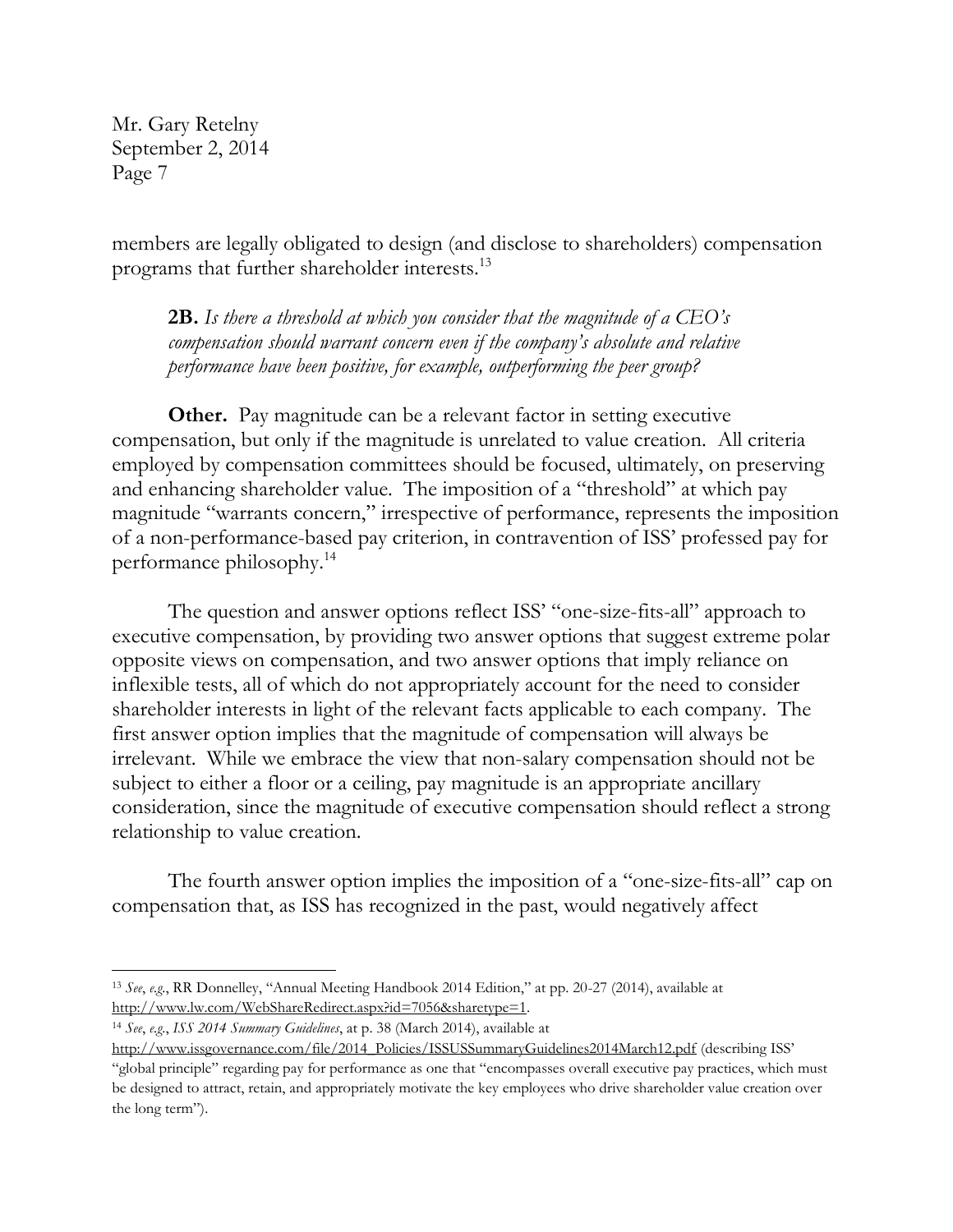Mr. Gary Retelny
September 2, 2014

members are legally obligated to design (and disclose to shareholders) compensation programs that further shareholder interests.[13]

> **2B.** *Is there a threshold at which you consider that the magnitude of a CEO's compensation should warrant concern even if the company's absolute and relative performance have been positive, for example, outperforming the peer group?*

**Other.** Pay magnitude can be a relevant factor in setting executive compensation, but only if the magnitude is unrelated to value creation. All criteria employed by compensation committees should be focused, ultimately, on preserving and enhancing shareholder value. The imposition of a "threshold" at which pay magnitude "warrants concern," irrespective of performance, represents the imposition of a non-performance-based pay criterion, in contravention of ISS' professed pay for performance philosophy.[14]

The question and answer options reflect ISS' "one-size-fits-all" approach to executive compensation, by providing two answer options that suggest extreme polar opposite views on compensation, and two answer options that imply reliance on inflexible tests, all of which do not appropriately account for the need to consider shareholder interests in light of the relevant facts applicable to each company. The first answer option implies that the magnitude of compensation will always be irrelevant. While we embrace the view that non-salary compensation should not be subject to either a floor or a ceiling, pay magnitude is an appropriate ancillary consideration, since the magnitude of executive compensation should reflect a strong relationship to value creation.

The fourth answer option implies the imposition of a "one-size-fits-all" cap on compensation that, as ISS has recognized in the past, would negatively affect

---

[13] *See*, *e.g.*, RR Donnelley, "Annual Meeting Handbook 2014 Edition," at pp. 20-27 (2014), available at http://www.lw.com/WebShareRedirect.aspx?id=7056&sharetype=1.

[14] *See*, *e.g.*, *ISS 2014 Summary Guidelines*, at p. 38 (March 2014), available at http://www.issgovernance.com/file/2014_Policies/ISSUSSummaryGuidelines2014March12.pdf (describing ISS' "global principle" regarding pay for performance as one that "encompasses overall executive pay practices, which must be designed to attract, retain, and appropriately motivate the key employees who drive shareholder value creation over the long term").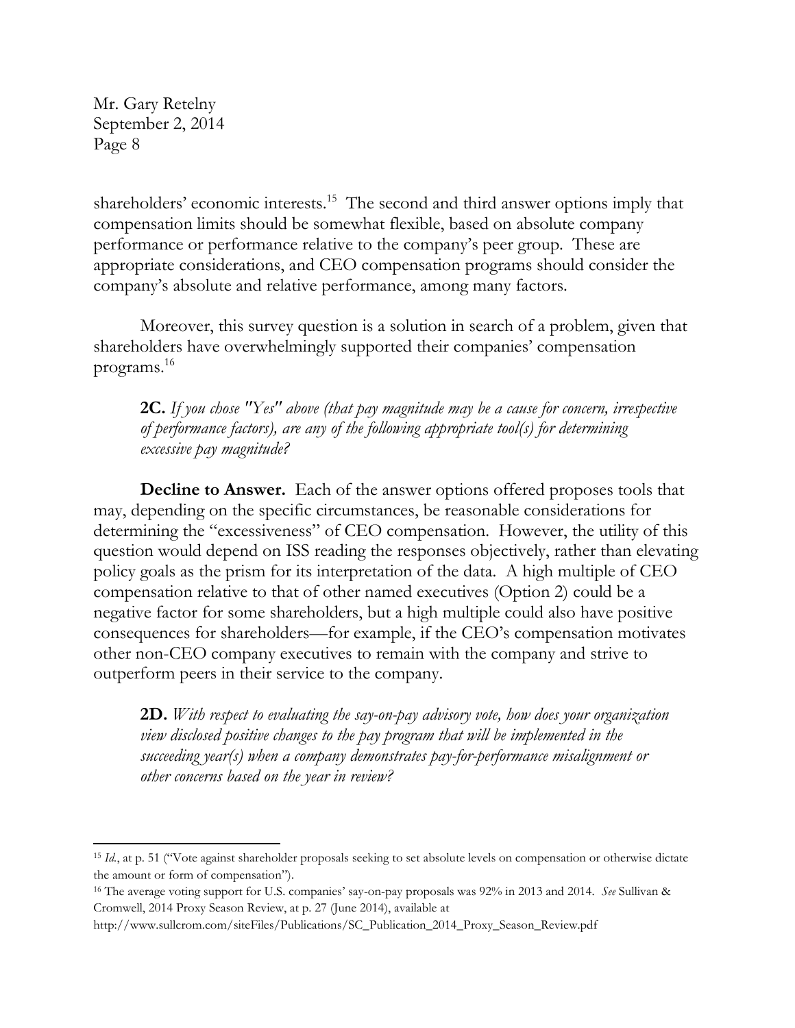shareholders' economic interests.[15] The second and third answer options imply that compensation limits should be somewhat flexible, based on absolute company performance or performance relative to the company's peer group. These are appropriate considerations, and CEO compensation programs should consider the company's absolute and relative performance, among many factors.

Moreover, this survey question is a solution in search of a problem, given that shareholders have overwhelmingly supported their companies' compensation programs.[16]

> **2C.** *If you chose "Yes" above (that pay magnitude may be a cause for concern, irrespective of performance factors), are any of the following appropriate tool(s) for determining excessive pay magnitude?*

**Decline to Answer.** Each of the answer options offered proposes tools that may, depending on the specific circumstances, be reasonable considerations for determining the "excessiveness" of CEO compensation. However, the utility of this question would depend on ISS reading the responses objectively, rather than elevating policy goals as the prism for its interpretation of the data. A high multiple of CEO compensation relative to that of other named executives (Option 2) could be a negative factor for some shareholders, but a high multiple could also have positive consequences for shareholders—for example, if the CEO's compensation motivates other non-CEO company executives to remain with the company and strive to outperform peers in their service to the company.

> **2D.** *With respect to evaluating the say-on-pay advisory vote, how does your organization view disclosed positive changes to the pay program that will be implemented in the succeeding year(s) when a company demonstrates pay-for-performance misalignment or other concerns based on the year in review?*

---

[15] *Id.*, at p. 51 ("Vote against shareholder proposals seeking to set absolute levels on compensation or otherwise dictate the amount or form of compensation").

[16] The average voting support for U.S. companies' say-on-pay proposals was 92% in 2013 and 2014. *See* Sullivan & Cromwell, 2014 Proxy Season Review, at p. 27 (June 2014), available at http://www.sullcrom.com/siteFiles/Publications/SC_Publication_2014_Proxy_Season_Review.pdf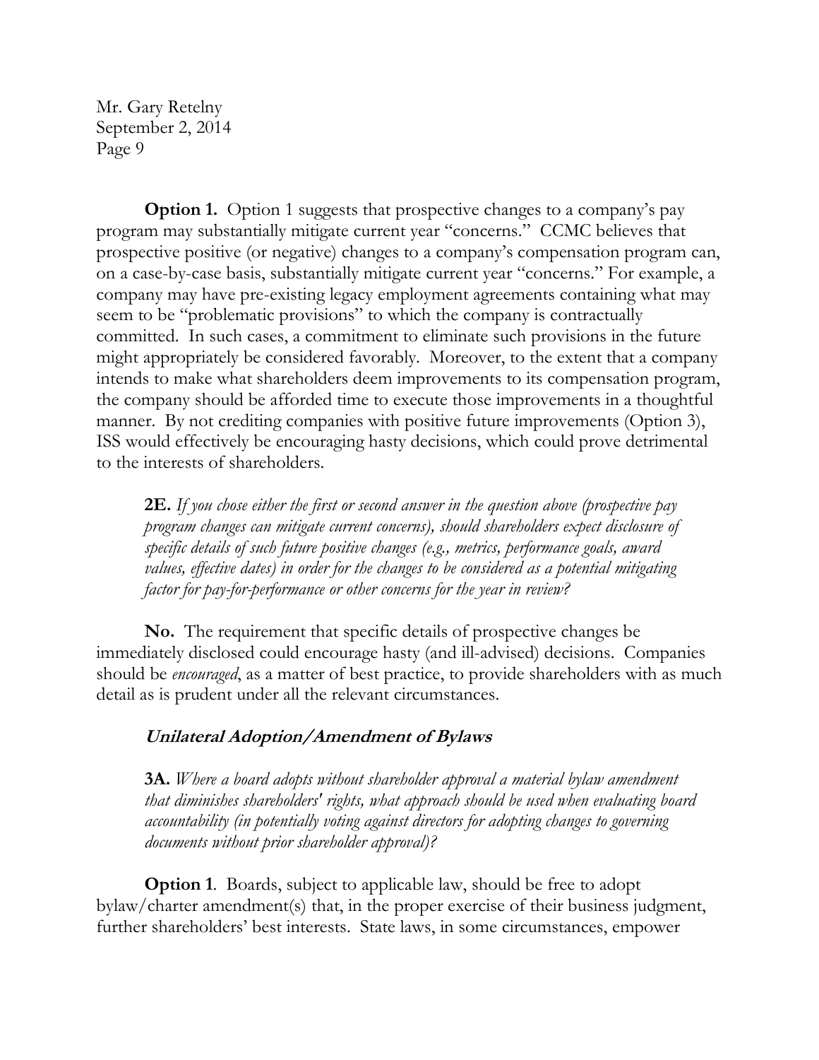**Option 1.** Option 1 suggests that prospective changes to a company's pay program may substantially mitigate current year "concerns." CCMC believes that prospective positive (or negative) changes to a company's compensation program can, on a case-by-case basis, substantially mitigate current year "concerns." For example, a company may have pre-existing legacy employment agreements containing what may seem to be "problematic provisions" to which the company is contractually committed. In such cases, a commitment to eliminate such provisions in the future might appropriately be considered favorably. Moreover, to the extent that a company intends to make what shareholders deem improvements to its compensation program, the company should be afforded time to execute those improvements in a thoughtful manner. By not crediting companies with positive future improvements (Option 3), ISS would effectively be encouraging hasty decisions, which could prove detrimental to the interests of shareholders.

> **2E.** *If you chose either the first or second answer in the question above (prospective pay program changes can mitigate current concerns), should shareholders expect disclosure of specific details of such future positive changes (e.g., metrics, performance goals, award values, effective dates) in order for the changes to be considered as a potential mitigating factor for pay-for-performance or other concerns for the year in review?*

**No.** The requirement that specific details of prospective changes be immediately disclosed could encourage hasty (and ill-advised) decisions. Companies should be *encouraged*, as a matter of best practice, to provide shareholders with as much detail as is prudent under all the relevant circumstances.

### *Unilateral Adoption/Amendment of Bylaws*

> **3A.** *Where a board adopts without shareholder approval a material bylaw amendment that diminishes shareholders' rights, what approach should be used when evaluating board accountability (in potentially voting against directors for adopting changes to governing documents without prior shareholder approval)?*

**Option 1**. Boards, subject to applicable law, should be free to adopt bylaw/charter amendment(s) that, in the proper exercise of their business judgment, further shareholders' best interests. State laws, in some circumstances, empower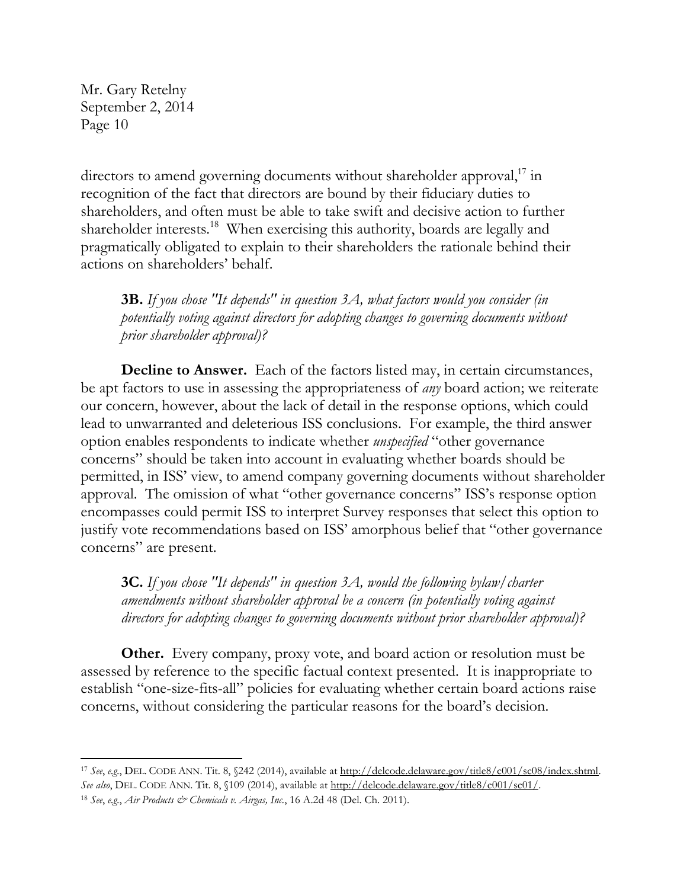directors to amend governing documents without shareholder approval,[17] in recognition of the fact that directors are bound by their fiduciary duties to shareholders, and often must be able to take swift and decisive action to further shareholder interests.[18] When exercising this authority, boards are legally and pragmatically obligated to explain to their shareholders the rationale behind their actions on shareholders' behalf.

> **3B.** *If you chose "It depends" in question 3A, what factors would you consider (in potentially voting against directors for adopting changes to governing documents without prior shareholder approval)?*

**Decline to Answer.** Each of the factors listed may, in certain circumstances, be apt factors to use in assessing the appropriateness of *any* board action; we reiterate our concern, however, about the lack of detail in the response options, which could lead to unwarranted and deleterious ISS conclusions. For example, the third answer option enables respondents to indicate whether *unspecified* "other governance concerns" should be taken into account in evaluating whether boards should be permitted, in ISS' view, to amend company governing documents without shareholder approval. The omission of what "other governance concerns" ISS's response option encompasses could permit ISS to interpret Survey responses that select this option to justify vote recommendations based on ISS' amorphous belief that "other governance concerns" are present.

> **3C.** *If you chose "It depends" in question 3A, would the following bylaw/charter amendments without shareholder approval be a concern (in potentially voting against directors for adopting changes to governing documents without prior shareholder approval)?*

**Other.** Every company, proxy vote, and board action or resolution must be assessed by reference to the specific factual context presented. It is inappropriate to establish "one-size-fits-all" policies for evaluating whether certain board actions raise concerns, without considering the particular reasons for the board's decision.

---

[17] *See*, *e.g.*, DEL. CODE ANN. Tit. 8, §242 (2014), available at http://delcode.delaware.gov/title8/c001/sc08/index.shtml. *See also*, DEL. CODE ANN. Tit. 8, §109 (2014), available at http://delcode.delaware.gov/title8/c001/sc01/.

[18] *See*, *e.g.*, *Air Products & Chemicals v. Airgas, Inc.*, 16 A.2d 48 (Del. Ch. 2011).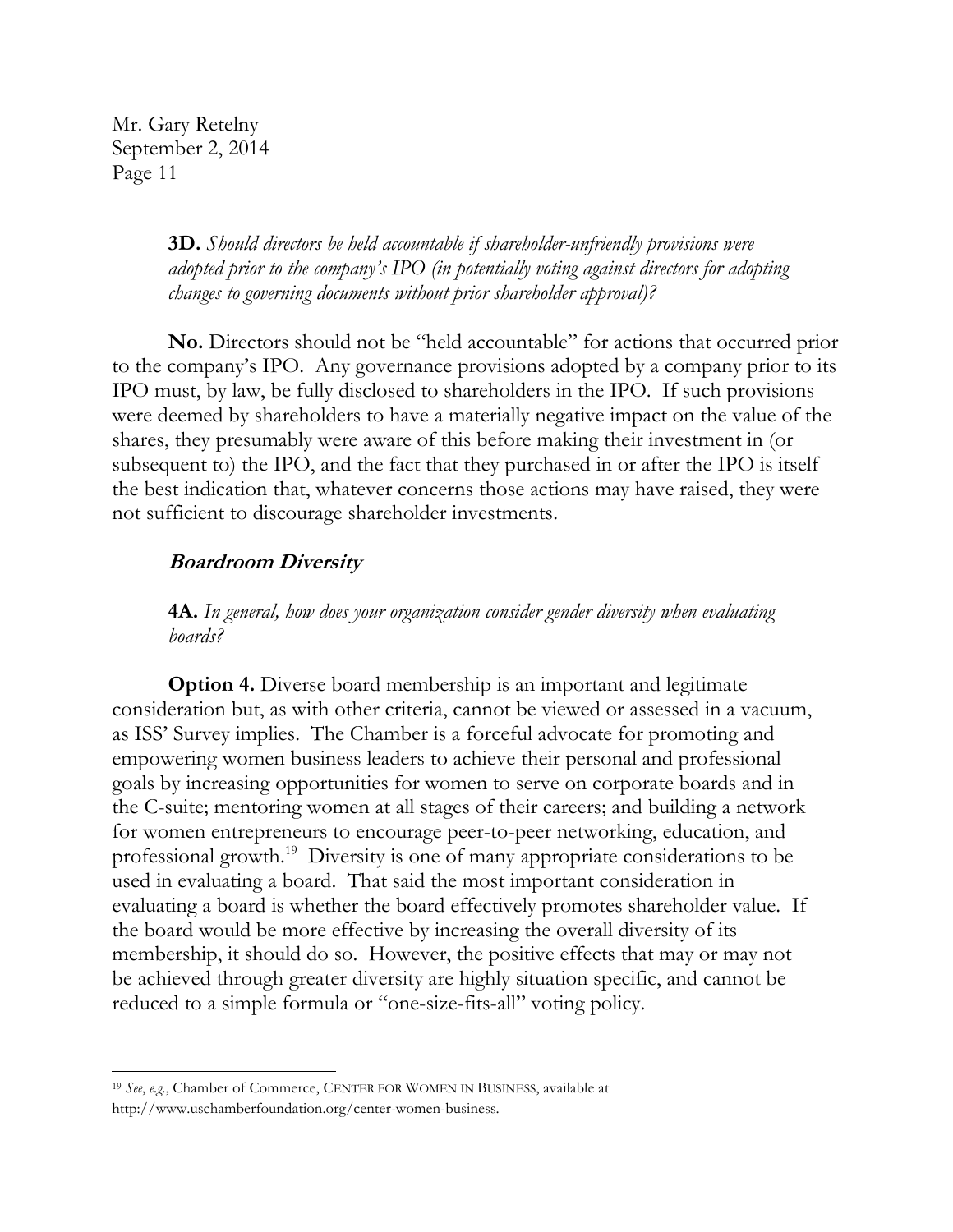**3D.** *Should directors be held accountable if shareholder-unfriendly provisions were adopted prior to the company's IPO (in potentially voting against directors for adopting changes to governing documents without prior shareholder approval)?*

**No.** Directors should not be "held accountable" for actions that occurred prior to the company's IPO. Any governance provisions adopted by a company prior to its IPO must, by law, be fully disclosed to shareholders in the IPO. If such provisions were deemed by shareholders to have a materially negative impact on the value of the shares, they presumably were aware of this before making their investment in (or subsequent to) the IPO, and the fact that they purchased in or after the IPO is itself the best indication that, whatever concerns those actions may have raised, they were not sufficient to discourage shareholder investments.

### ***Boardroom Diversity***

**4A.** *In general, how does your organization consider gender diversity when evaluating boards?*

**Option 4.** Diverse board membership is an important and legitimate consideration but, as with other criteria, cannot be viewed or assessed in a vacuum, as ISS' Survey implies. The Chamber is a forceful advocate for promoting and empowering women business leaders to achieve their personal and professional goals by increasing opportunities for women to serve on corporate boards and in the C-suite; mentoring women at all stages of their careers; and building a network for women entrepreneurs to encourage peer-to-peer networking, education, and professional growth.[19] Diversity is one of many appropriate considerations to be used in evaluating a board. That said the most important consideration in evaluating a board is whether the board effectively promotes shareholder value. If the board would be more effective by increasing the overall diversity of its membership, it should do so. However, the positive effects that may or may not be achieved through greater diversity are highly situation specific, and cannot be reduced to a simple formula or "one-size-fits-all" voting policy.

---

[19] *See*, *e.g.*, Chamber of Commerce, CENTER FOR WOMEN IN BUSINESS, available at http://www.uschamberfoundation.org/center-women-business.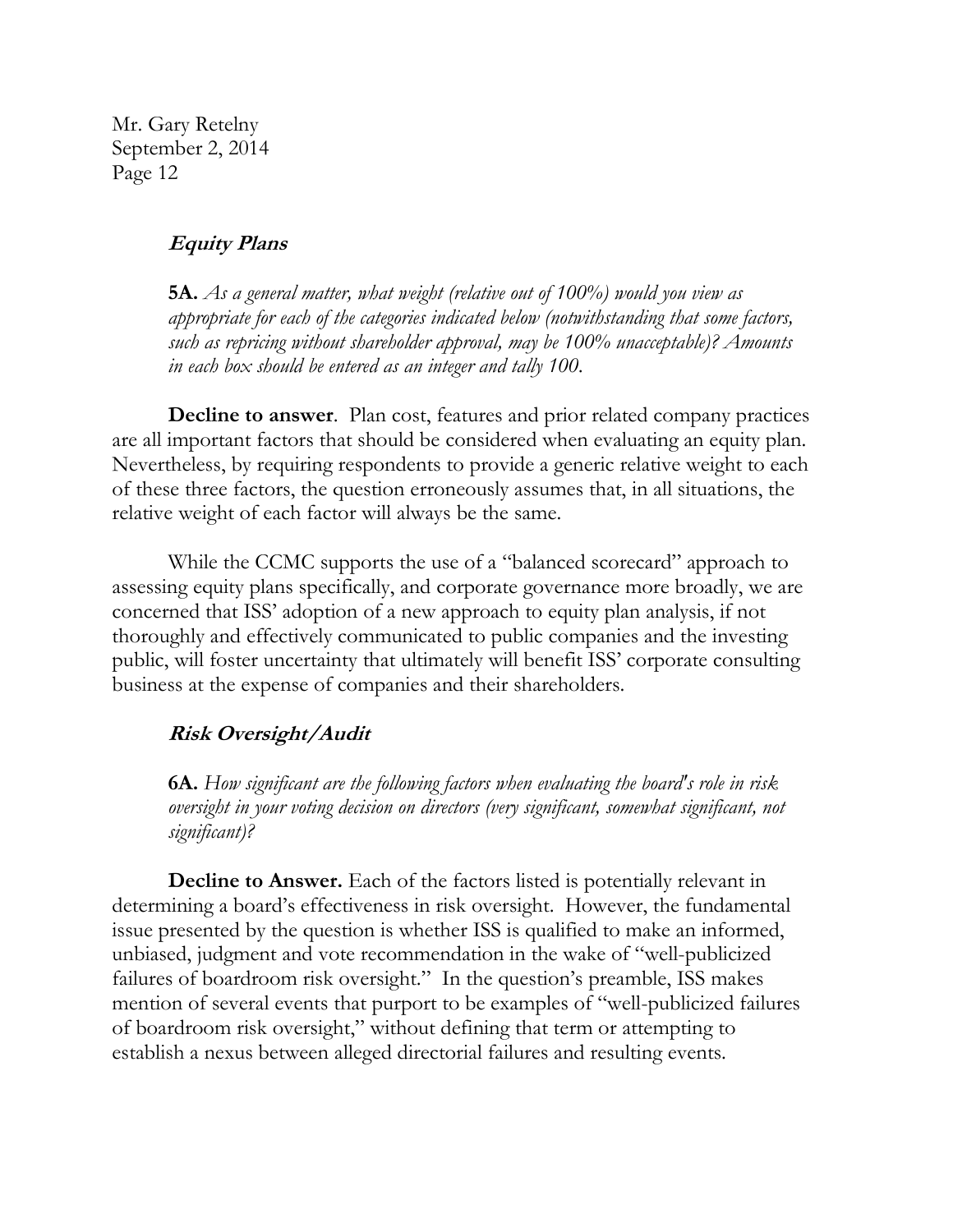### *Equity Plans*

**5A.** *As a general matter, what weight (relative out of 100%) would you view as appropriate for each of the categories indicated below (notwithstanding that some factors, such as repricing without shareholder approval, may be 100% unacceptable)? Amounts in each box should be entered as an integer and tally 100.*

**Decline to answer**. Plan cost, features and prior related company practices are all important factors that should be considered when evaluating an equity plan. Nevertheless, by requiring respondents to provide a generic relative weight to each of these three factors, the question erroneously assumes that, in all situations, the relative weight of each factor will always be the same.

While the CCMC supports the use of a "balanced scorecard" approach to assessing equity plans specifically, and corporate governance more broadly, we are concerned that ISS' adoption of a new approach to equity plan analysis, if not thoroughly and effectively communicated to public companies and the investing public, will foster uncertainty that ultimately will benefit ISS' corporate consulting business at the expense of companies and their shareholders.

### *Risk Oversight/Audit*

**6A.** *How significant are the following factors when evaluating the board's role in risk oversight in your voting decision on directors (very significant, somewhat significant, not significant)?*

**Decline to Answer.** Each of the factors listed is potentially relevant in determining a board's effectiveness in risk oversight. However, the fundamental issue presented by the question is whether ISS is qualified to make an informed, unbiased, judgment and vote recommendation in the wake of "well-publicized failures of boardroom risk oversight." In the question's preamble, ISS makes mention of several events that purport to be examples of "well-publicized failures of boardroom risk oversight," without defining that term or attempting to establish a nexus between alleged directorial failures and resulting events.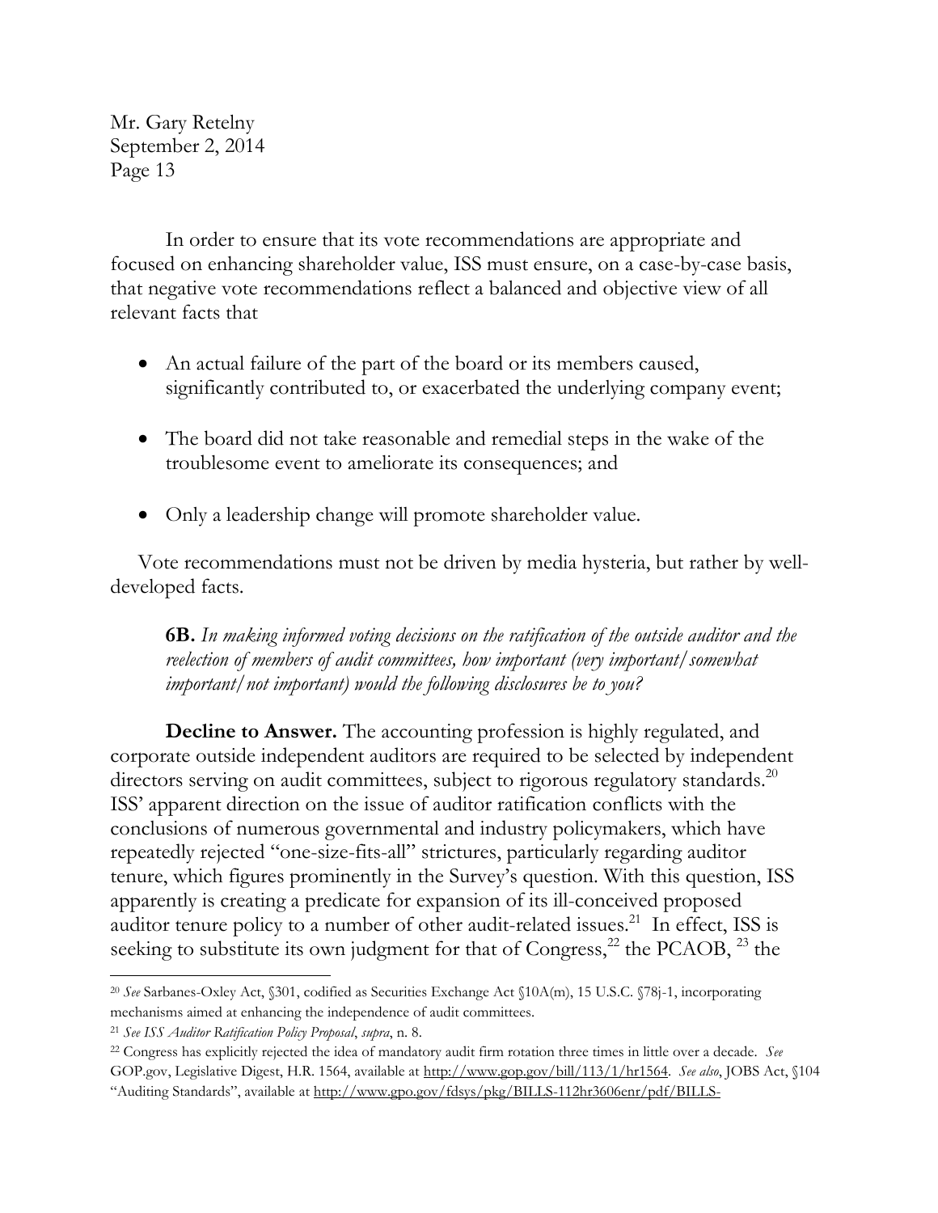In order to ensure that its vote recommendations are appropriate and focused on enhancing shareholder value, ISS must ensure, on a case-by-case basis, that negative vote recommendations reflect a balanced and objective view of all relevant facts that

- An actual failure of the part of the board or its members caused, significantly contributed to, or exacerbated the underlying company event;
- The board did not take reasonable and remedial steps in the wake of the troublesome event to ameliorate its consequences; and
- Only a leadership change will promote shareholder value.

Vote recommendations must not be driven by media hysteria, but rather by well-developed facts.

**6B.** *In making informed voting decisions on the ratification of the outside auditor and the reelection of members of audit committees, how important (very important/somewhat important/not important) would the following disclosures be to you?*

**Decline to Answer.** The accounting profession is highly regulated, and corporate outside independent auditors are required to be selected by independent directors serving on audit committees, subject to rigorous regulatory standards.[20] ISS' apparent direction on the issue of auditor ratification conflicts with the conclusions of numerous governmental and industry policymakers, which have repeatedly rejected "one-size-fits-all" strictures, particularly regarding auditor tenure, which figures prominently in the Survey's question. With this question, ISS apparently is creating a predicate for expansion of its ill-conceived proposed auditor tenure policy to a number of other audit-related issues.[21] In effect, ISS is seeking to substitute its own judgment for that of Congress,[22] the PCAOB, [23] the

---

[20] *See* Sarbanes-Oxley Act, §301, codified as Securities Exchange Act §10A(m), 15 U.S.C. §78j-1, incorporating mechanisms aimed at enhancing the independence of audit committees.

[21] *See ISS Auditor Ratification Policy Proposal*, *supra*, n. 8.

[22] Congress has explicitly rejected the idea of mandatory audit firm rotation three times in little over a decade. *See* GOP.gov, Legislative Digest, H.R. 1564, available at http://www.gop.gov/bill/113/1/hr1564. *See also*, JOBS Act, §104 "Auditing Standards", available at http://www.gpo.gov/fdsys/pkg/BILLS-112hr3606enr/pdf/BILLS-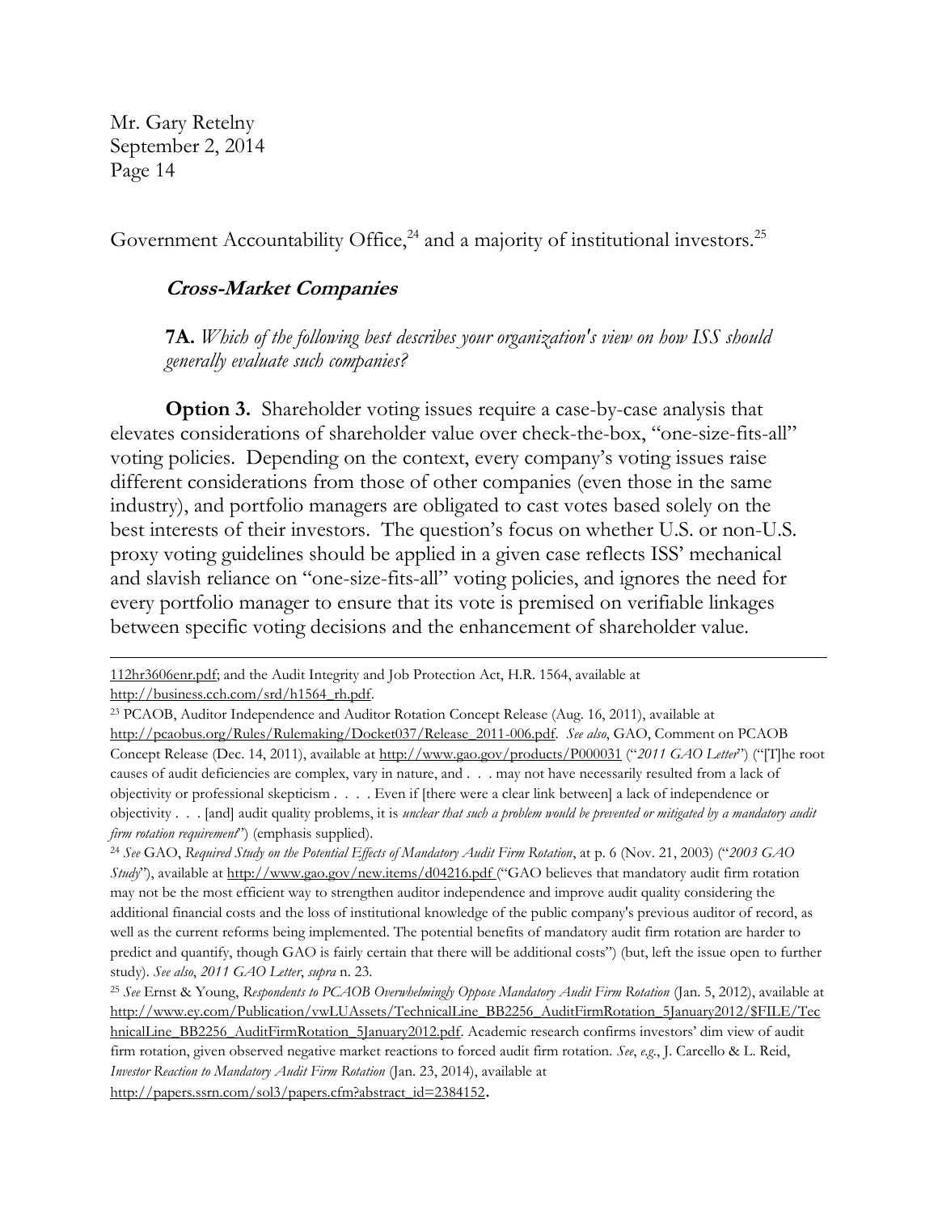Government Accountability Office,[24] and a majority of institutional investors.[25]

### ***Cross-Market Companies***

**7A.** *Which of the following best describes your organization's view on how ISS should generally evaluate such companies?*

**Option 3.** Shareholder voting issues require a case-by-case analysis that elevates considerations of shareholder value over check-the-box, "one-size-fits-all" voting policies. Depending on the context, every company's voting issues raise different considerations from those of other companies (even those in the same industry), and portfolio managers are obligated to cast votes based solely on the best interests of their investors. The question's focus on whether U.S. or non-U.S. proxy voting guidelines should be applied in a given case reflects ISS' mechanical and slavish reliance on "one-size-fits-all" voting policies, and ignores the need for every portfolio manager to ensure that its vote is premised on verifiable linkages between specific voting decisions and the enhancement of shareholder value.

---

112hr3606enr.pdf; and the Audit Integrity and Job Protection Act, H.R. 1564, available at http://business.cch.com/srd/h1564_rh.pdf.

[23] PCAOB, Auditor Independence and Auditor Rotation Concept Release (Aug. 16, 2011), available at http://pcaobus.org/Rules/Rulemaking/Docket037/Release_2011-006.pdf. *See also*, GAO, Comment on PCAOB Concept Release (Dec. 14, 2011), available at http://www.gao.gov/products/P000031 ("*2011 GAO Letter*") ("[T]he root causes of audit deficiencies are complex, vary in nature, and . . . may not have necessarily resulted from a lack of objectivity or professional skepticism . . . . Even if [there were a clear link between] a lack of independence or objectivity . . . [and] audit quality problems, it is *unclear that such a problem would be prevented or mitigated by a mandatory audit firm rotation requirement*") (emphasis supplied).

[24] *See* GAO, *Required Study on the Potential Effects of Mandatory Audit Firm Rotation*, at p. 6 (Nov. 21, 2003) ("*2003 GAO Study*"), available at http://www.gao.gov/new.items/d04216.pdf ("GAO believes that mandatory audit firm rotation may not be the most efficient way to strengthen auditor independence and improve audit quality considering the additional financial costs and the loss of institutional knowledge of the public company's previous auditor of record, as well as the current reforms being implemented. The potential benefits of mandatory audit firm rotation are harder to predict and quantify, though GAO is fairly certain that there will be additional costs") (but, left the issue open to further study). *See also*, *2011 GAO Letter*, *supra* n. 23.

[25] *See* Ernst & Young, *Respondents to PCAOB Overwhelmingly Oppose Mandatory Audit Firm Rotation* (Jan. 5, 2012), available at http://www.ey.com/Publication/vwLUAssets/TechnicalLine_BB2256_AuditFirmRotation_5January2012/$FILE/TechnicalLine_BB2256_AuditFirmRotation_5January2012.pdf. Academic research confirms investors' dim view of audit firm rotation, given observed negative market reactions to forced audit firm rotation. *See*, *e.g.*, J. Carcello & L. Reid, *Investor Reaction to Mandatory Audit Firm Rotation* (Jan. 23, 2014), available at http://papers.ssrn.com/sol3/papers.cfm?abstract_id=2384152.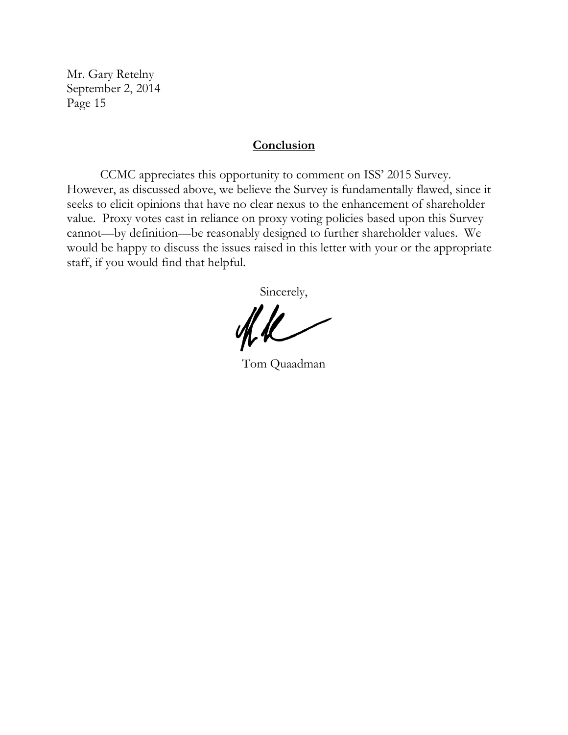## Conclusion

CCMC appreciates this opportunity to comment on ISS' 2015 Survey. However, as discussed above, we believe the Survey is fundamentally flawed, since it seeks to elicit opinions that have no clear nexus to the enhancement of shareholder value. Proxy votes cast in reliance on proxy voting policies based upon this Survey cannot—by definition—be reasonably designed to further shareholder values. We would be happy to discuss the issues raised in this letter with your or the appropriate staff, if you would find that helpful.

Sincerely,

Tom Quaadman